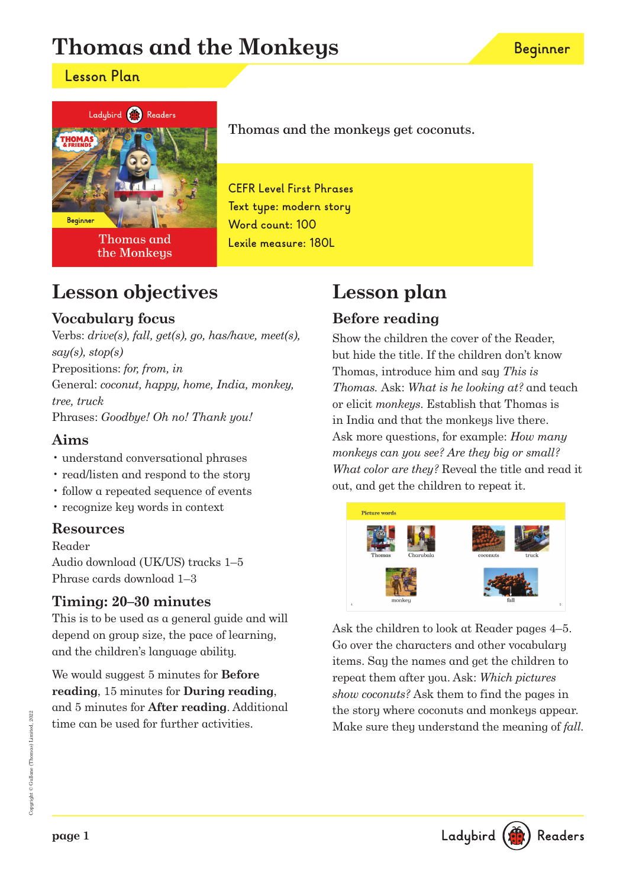# Thomas and the Monkeys

Beginner

## Lesson Plan

Thomas and the monkeys get coconuts.

CEFR Level First Phrases
Text type: modern story
Word count: 100
Lexile measure: 180L

## Lesson objectives

### Vocabulary focus

Verbs: *drive(s), fall, get(s), go, has/have, meet(s), say(s), stop(s)*
Prepositions: *for, from, in*
General: *coconut, happy, home, India, monkey, tree, truck*
Phrases: *Goodbye! Oh no! Thank you!*

### Aims

- understand conversational phrases
- read/listen and respond to the story
- follow a repeated sequence of events
- recognize key words in context

### Resources

Reader
Audio download (UK/US) tracks 1–5
Phrase cards download 1–3

### Timing: 20–30 minutes

This is to be used as a general guide and will depend on group size, the pace of learning, and the children's language ability.

We would suggest 5 minutes for **Before reading**, 15 minutes for **During reading**, and 5 minutes for **After reading**. Additional time can be used for further activities.

## Lesson plan

### Before reading

Show the children the cover of the Reader, but hide the title. If the children don't know Thomas, introduce him and say *This is Thomas.* Ask: *What is he looking at?* and teach or elicit *monkeys*. Establish that Thomas is in India and that the monkeys live there. Ask more questions, for example: *How many monkeys can you see? Are they big or small? What color are they?* Reveal the title and read it out, and get the children to repeat it.

Picture words

Thomas, Charubala, coconuts, truck, monkey, fall

Ask the children to look at Reader pages 4–5. Go over the characters and other vocabulary items. Say the names and get the children to repeat them after you. Ask: *Which pictures show coconuts?* Ask them to find the pages in the story where coconuts and monkeys appear. Make sure they understand the meaning of *fall*.

Copyright © Gullane (Thomas) Limited, 2022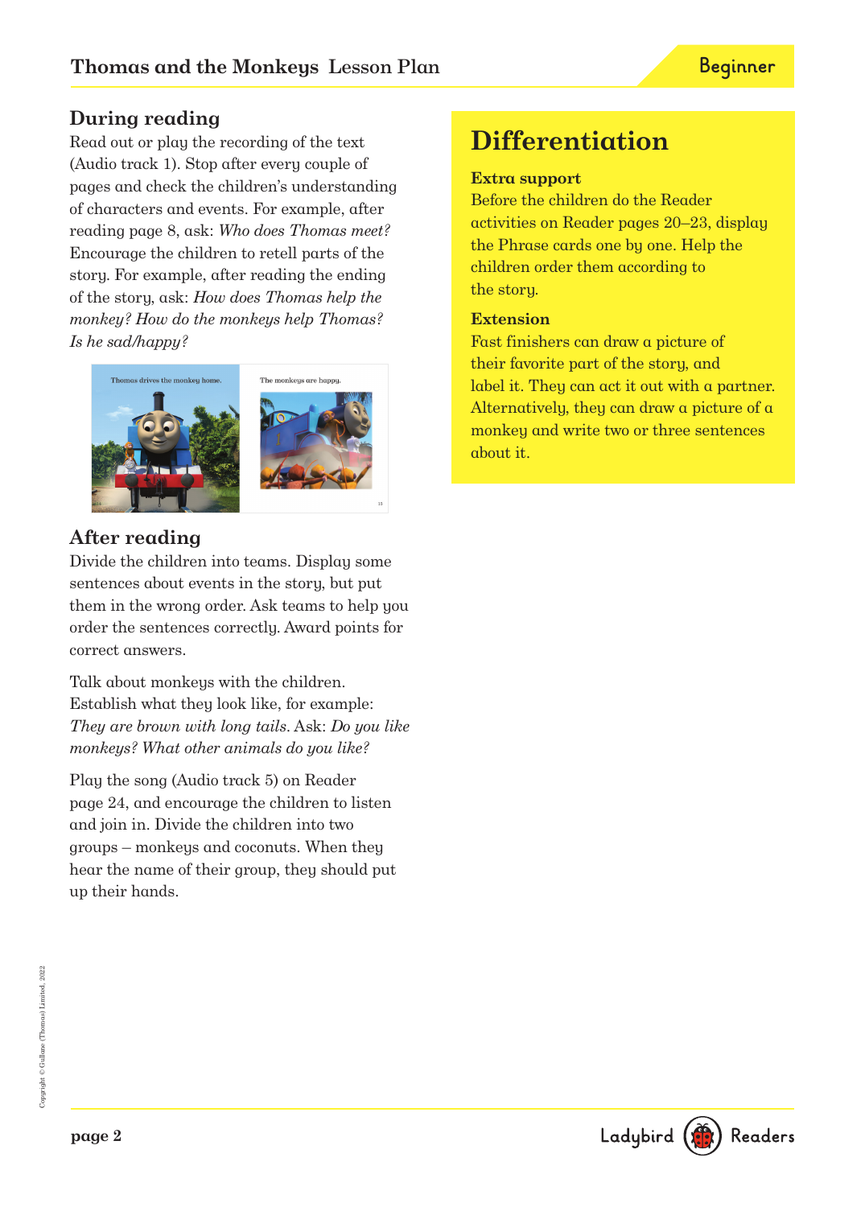## During reading

Read out or play the recording of the text (Audio track 1). Stop after every couple of pages and check the children's understanding of characters and events. For example, after reading page 8, ask: *Who does Thomas meet?* Encourage the children to retell parts of the story. For example, after reading the ending of the story, ask: *How does Thomas help the monkey? How do the monkeys help Thomas? Is he sad/happy?*

Thomas drives the monkey home.

The monkeys are happy.

## After reading

Divide the children into teams. Display some sentences about events in the story, but put them in the wrong order. Ask teams to help you order the sentences correctly. Award points for correct answers.

Talk about monkeys with the children. Establish what they look like, for example: *They are brown with long tails.* Ask: *Do you like monkeys? What other animals do you like?*

Play the song (Audio track 5) on Reader page 24, and encourage the children to listen and join in. Divide the children into two groups – monkeys and coconuts. When they hear the name of their group, they should put up their hands.

## Differentiation

**Extra support**

Before the children do the Reader activities on Reader pages 20–23, display the Phrase cards one by one. Help the children order them according to the story.

**Extension**

Fast finishers can draw a picture of their favorite part of the story, and label it. They can act it out with a partner. Alternatively, they can draw a picture of a monkey and write two or three sentences about it.